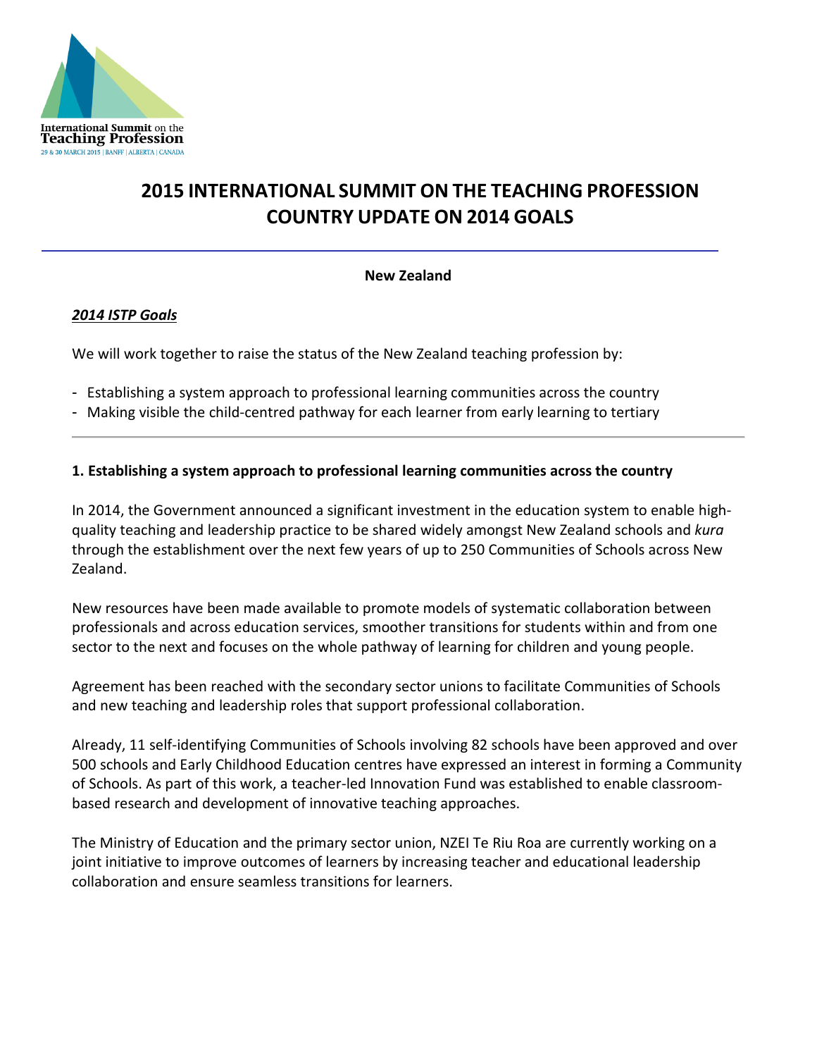International Summit on the Teaching Profession
29 & 30 MARCH 2015 | BANFF | ALBERTA | CANADA

# 2015 INTERNATIONAL SUMMIT ON THE TEACHING PROFESSION COUNTRY UPDATE ON 2014 GOALS

**New Zealand**

***2014 ISTP Goals***

We will work together to raise the status of the New Zealand teaching profession by:

- Establishing a system approach to professional learning communities across the country
- Making visible the child-centred pathway for each learner from early learning to tertiary

---

### 1. Establishing a system approach to professional learning communities across the country

In 2014, the Government announced a significant investment in the education system to enable high-quality teaching and leadership practice to be shared widely amongst New Zealand schools and *kura* through the establishment over the next few years of up to 250 Communities of Schools across New Zealand.

New resources have been made available to promote models of systematic collaboration between professionals and across education services, smoother transitions for students within and from one sector to the next and focuses on the whole pathway of learning for children and young people.

Agreement has been reached with the secondary sector unions to facilitate Communities of Schools and new teaching and leadership roles that support professional collaboration.

Already, 11 self-identifying Communities of Schools involving 82 schools have been approved and over 500 schools and Early Childhood Education centres have expressed an interest in forming a Community of Schools. As part of this work, a teacher-led Innovation Fund was established to enable classroom-based research and development of innovative teaching approaches.

The Ministry of Education and the primary sector union, NZEI Te Riu Roa are currently working on a joint initiative to improve outcomes of learners by increasing teacher and educational leadership collaboration and ensure seamless transitions for learners.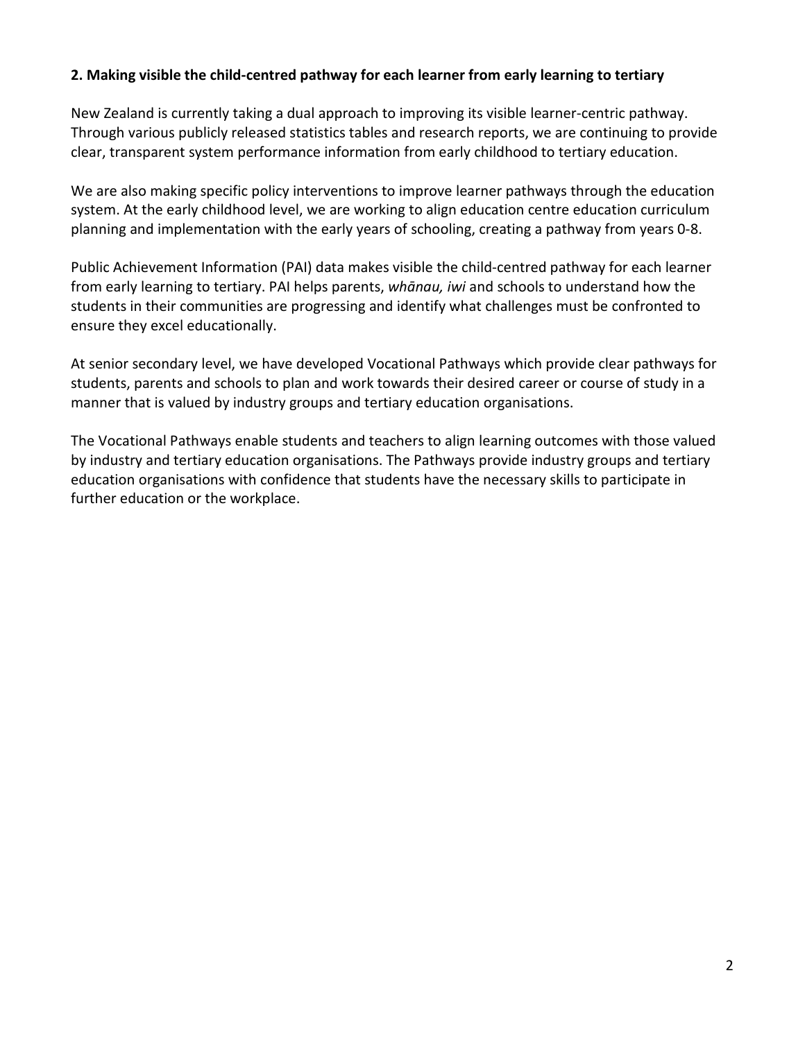**2. Making visible the child-centred pathway for each learner from early learning to tertiary**

New Zealand is currently taking a dual approach to improving its visible learner-centric pathway. Through various publicly released statistics tables and research reports, we are continuing to provide clear, transparent system performance information from early childhood to tertiary education.

We are also making specific policy interventions to improve learner pathways through the education system. At the early childhood level, we are working to align education centre education curriculum planning and implementation with the early years of schooling, creating a pathway from years 0-8.

Public Achievement Information (PAI) data makes visible the child-centred pathway for each learner from early learning to tertiary. PAI helps parents, *whānau, iwi* and schools to understand how the students in their communities are progressing and identify what challenges must be confronted to ensure they excel educationally.

At senior secondary level, we have developed Vocational Pathways which provide clear pathways for students, parents and schools to plan and work towards their desired career or course of study in a manner that is valued by industry groups and tertiary education organisations.

The Vocational Pathways enable students and teachers to align learning outcomes with those valued by industry and tertiary education organisations. The Pathways provide industry groups and tertiary education organisations with confidence that students have the necessary skills to participate in further education or the workplace.